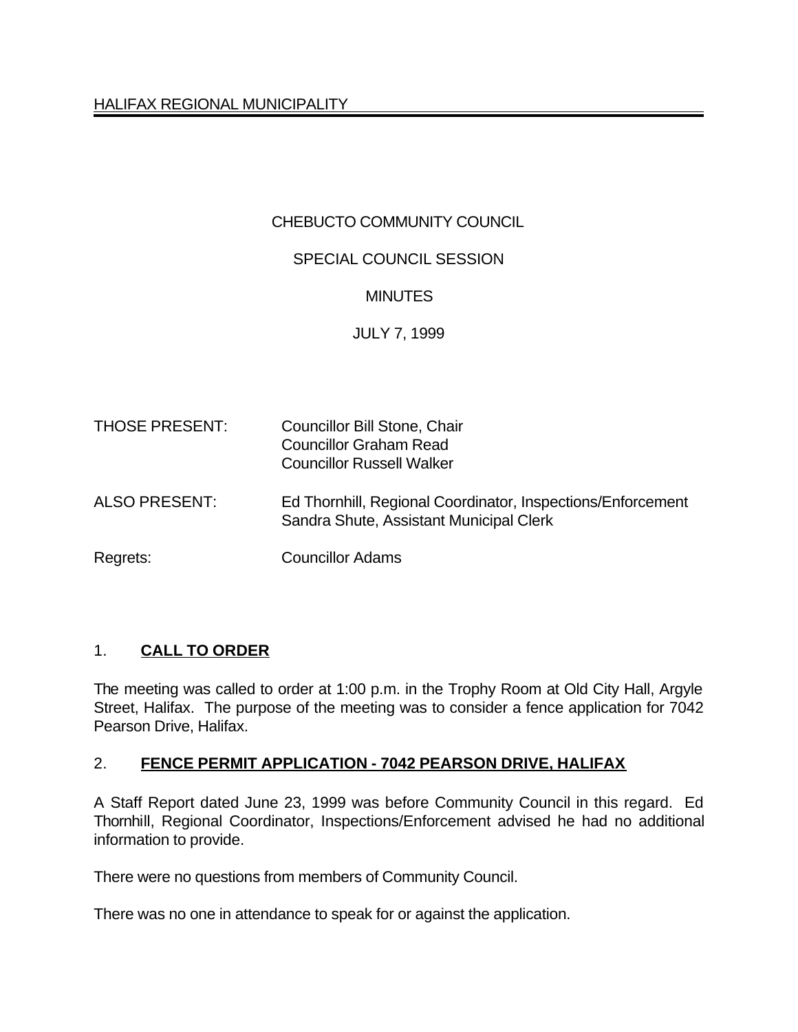HALIFAX REGIONAL MUNICIPALITY

# CHEBUCTO COMMUNITY COUNCIL

## SPECIAL COUNCIL SESSION

## MINUTES

## JULY 7, 1999

THOSE PRESENT: Councillor Bill Stone, Chair
Councillor Graham Read
Councillor Russell Walker

ALSO PRESENT: Ed Thornhill, Regional Coordinator, Inspections/Enforcement
Sandra Shute, Assistant Municipal Clerk

Regrets: Councillor Adams

## 1. **CALL TO ORDER**

The meeting was called to order at 1:00 p.m. in the Trophy Room at Old City Hall, Argyle Street, Halifax. The purpose of the meeting was to consider a fence application for 7042 Pearson Drive, Halifax.

## 2. **FENCE PERMIT APPLICATION - 7042 PEARSON DRIVE, HALIFAX**

A Staff Report dated June 23, 1999 was before Community Council in this regard. Ed Thornhill, Regional Coordinator, Inspections/Enforcement advised he had no additional information to provide.

There were no questions from members of Community Council.

There was no one in attendance to speak for or against the application.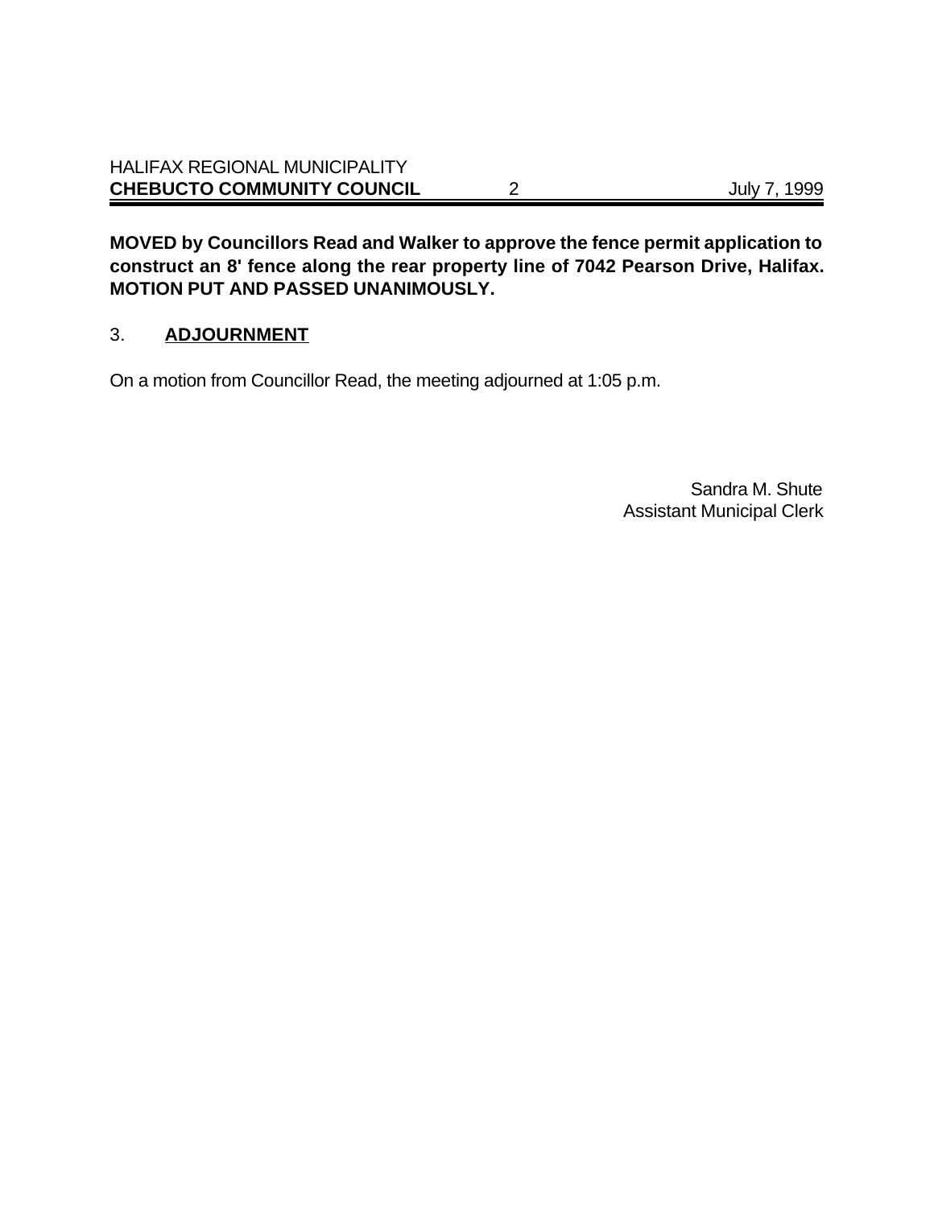**MOVED by Councillors Read and Walker to approve the fence permit application to construct an 8' fence along the rear property line of 7042 Pearson Drive, Halifax. MOTION PUT AND PASSED UNANIMOUSLY.**

## 3. ADJOURNMENT

On a motion from Councillor Read, the meeting adjourned at 1:05 p.m.

Sandra M. Shute
Assistant Municipal Clerk